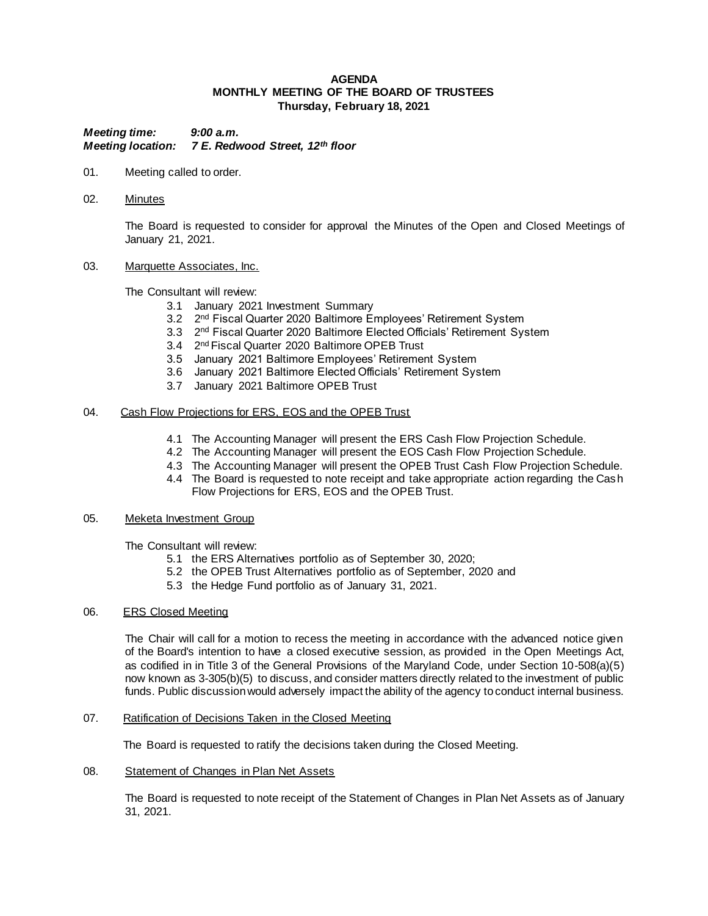# AGENDA
## MONTHLY MEETING OF THE BOARD OF TRUSTEES
### Thursday, February 18, 2021

***Meeting time:*** ***9:00 a.m.***
***Meeting location:*** ***7 E. Redwood Street, 12th floor***

01. Meeting called to order.

02. Minutes

The Board is requested to consider for approval the Minutes of the Open and Closed Meetings of January 21, 2021.

03. Marquette Associates, Inc.

The Consultant will review:

- 3.1 January 2021 Investment Summary
- 3.2 2nd Fiscal Quarter 2020 Baltimore Employees' Retirement System
- 3.3 2nd Fiscal Quarter 2020 Baltimore Elected Officials' Retirement System
- 3.4 2nd Fiscal Quarter 2020 Baltimore OPEB Trust
- 3.5 January 2021 Baltimore Employees' Retirement System
- 3.6 January 2021 Baltimore Elected Officials' Retirement System
- 3.7 January 2021 Baltimore OPEB Trust

04. Cash Flow Projections for ERS, EOS and the OPEB Trust

- 4.1 The Accounting Manager will present the ERS Cash Flow Projection Schedule.
- 4.2 The Accounting Manager will present the EOS Cash Flow Projection Schedule.
- 4.3 The Accounting Manager will present the OPEB Trust Cash Flow Projection Schedule.
- 4.4 The Board is requested to note receipt and take appropriate action regarding the Cash Flow Projections for ERS, EOS and the OPEB Trust.

05. Meketa Investment Group

The Consultant will review:

- 5.1 the ERS Alternatives portfolio as of September 30, 2020;
- 5.2 the OPEB Trust Alternatives portfolio as of September, 2020 and
- 5.3 the Hedge Fund portfolio as of January 31, 2021.

06. ERS Closed Meeting

The Chair will call for a motion to recess the meeting in accordance with the advanced notice given of the Board's intention to have a closed executive session, as provided in the Open Meetings Act, as codified in in Title 3 of the General Provisions of the Maryland Code, under Section 10-508(a)(5) now known as 3-305(b)(5) to discuss, and consider matters directly related to the investment of public funds. Public discussion would adversely impact the ability of the agency to conduct internal business.

07. Ratification of Decisions Taken in the Closed Meeting

The Board is requested to ratify the decisions taken during the Closed Meeting.

08. Statement of Changes in Plan Net Assets

The Board is requested to note receipt of the Statement of Changes in Plan Net Assets as of January 31, 2021.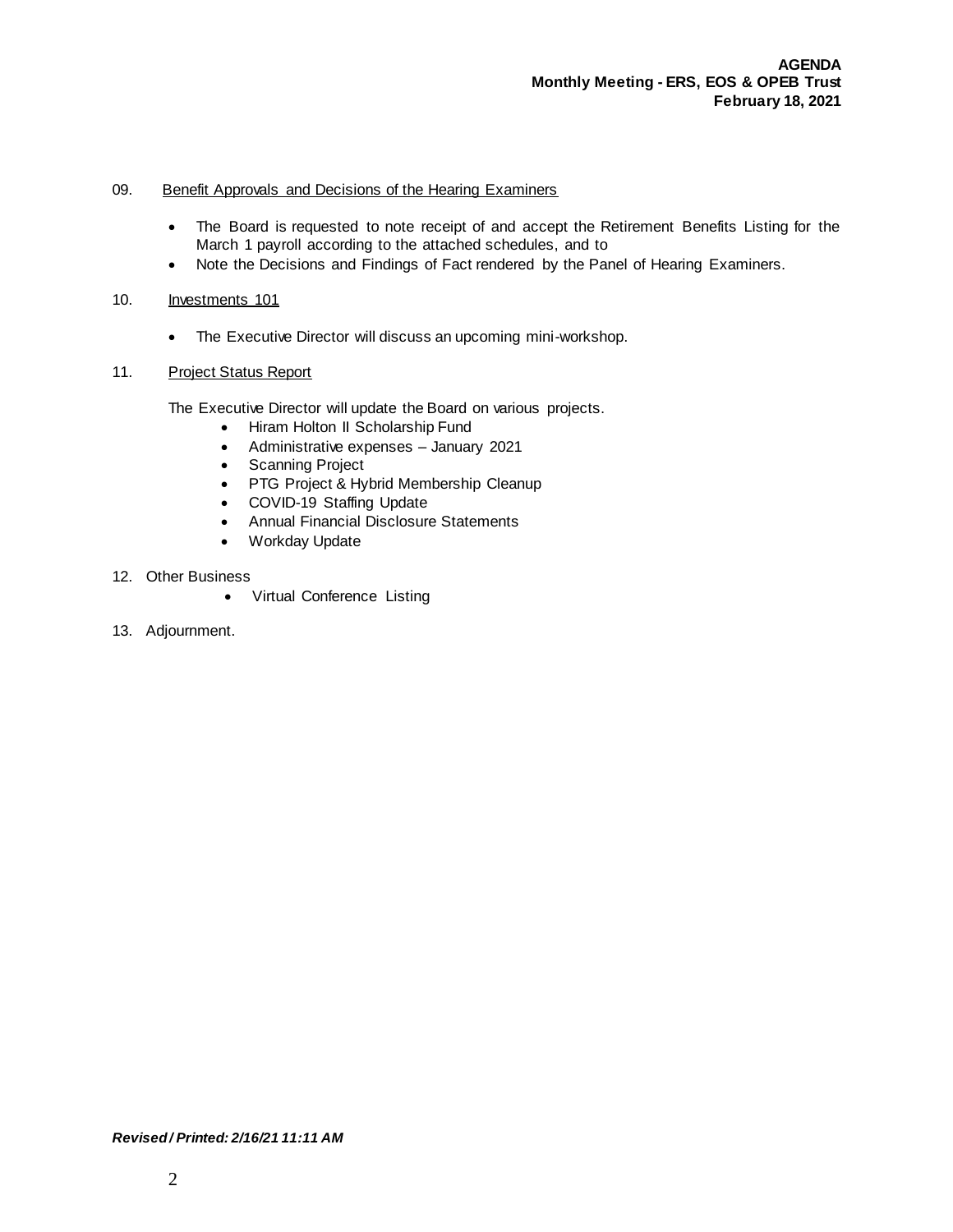09. Benefit Approvals and Decisions of the Hearing Examiners

- The Board is requested to note receipt of and accept the Retirement Benefits Listing for the March 1 payroll according to the attached schedules, and to
- Note the Decisions and Findings of Fact rendered by the Panel of Hearing Examiners.

10. Investments 101

- The Executive Director will discuss an upcoming mini-workshop.

11. Project Status Report

The Executive Director will update the Board on various projects.

- Hiram Holton II Scholarship Fund
- Administrative expenses – January 2021
- Scanning Project
- PTG Project & Hybrid Membership Cleanup
- COVID-19 Staffing Update
- Annual Financial Disclosure Statements
- Workday Update

12. Other Business

- Virtual Conference Listing

13. Adjournment.

***Revised / Printed: 2/16/21 11:11 AM***